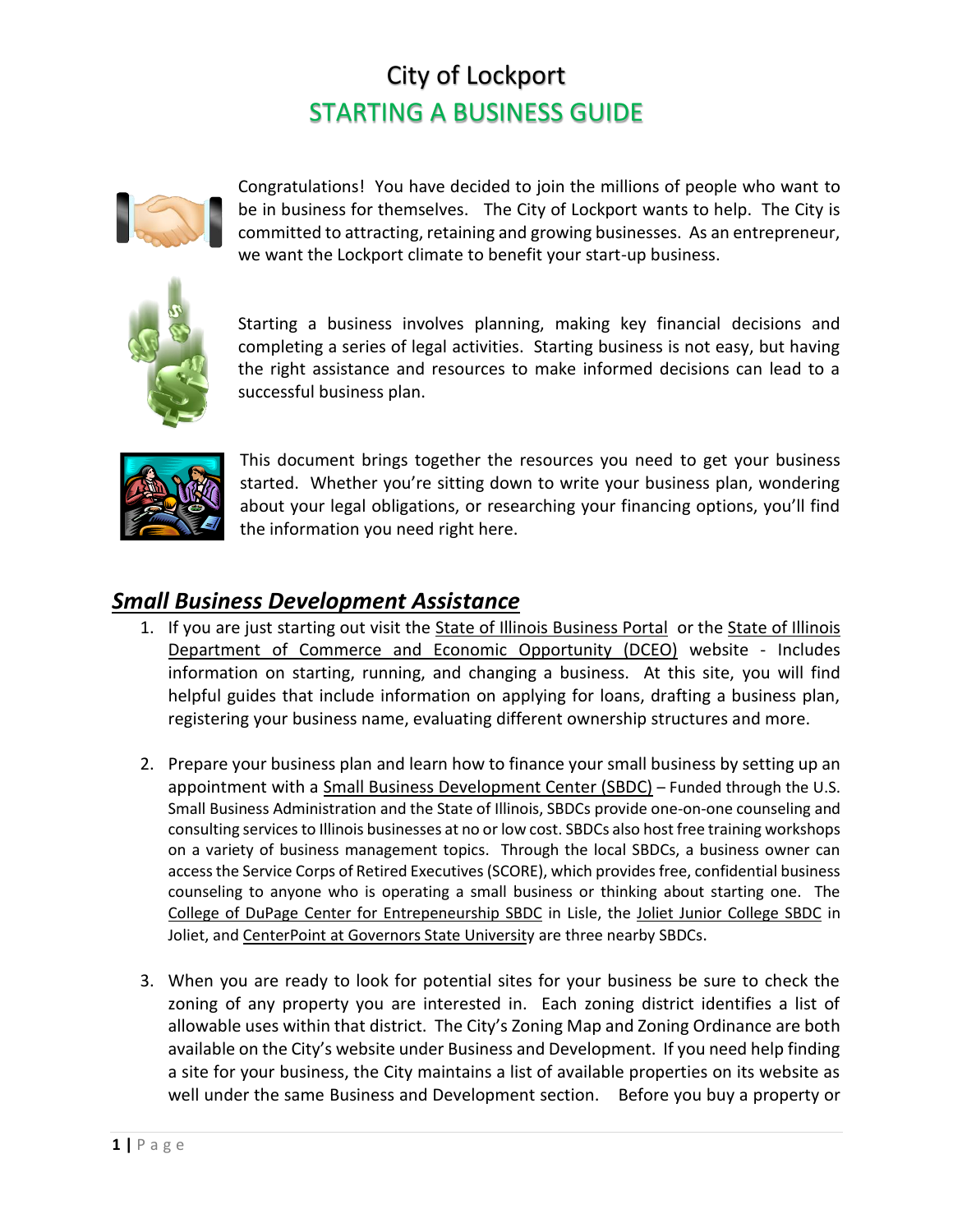# City of Lockport
## STARTING A BUSINESS GUIDE

Congratulations! You have decided to join the millions of people who want to be in business for themselves. The City of Lockport wants to help. The City is committed to attracting, retaining and growing businesses. As an entrepreneur, we want the Lockport climate to benefit your start-up business.

Starting a business involves planning, making key financial decisions and completing a series of legal activities. Starting business is not easy, but having the right assistance and resources to make informed decisions can lead to a successful business plan.

This document brings together the resources you need to get your business started. Whether you're sitting down to write your business plan, wondering about your legal obligations, or researching your financing options, you'll find the information you need right here.

## *Small Business Development Assistance*

1. If you are just starting out visit the State of Illinois Business Portal or the State of Illinois Department of Commerce and Economic Opportunity (DCEO) website - Includes information on starting, running, and changing a business. At this site, you will find helpful guides that include information on applying for loans, drafting a business plan, registering your business name, evaluating different ownership structures and more.

2. Prepare your business plan and learn how to finance your small business by setting up an appointment with a Small Business Development Center (SBDC) – Funded through the U.S. Small Business Administration and the State of Illinois, SBDCs provide one-on-one counseling and consulting services to Illinois businesses at no or low cost. SBDCs also host free training workshops on a variety of business management topics. Through the local SBDCs, a business owner can access the Service Corps of Retired Executives (SCORE), which provides free, confidential business counseling to anyone who is operating a small business or thinking about starting one. The College of DuPage Center for Entrepeneurship SBDC in Lisle, the Joliet Junior College SBDC in Joliet, and CenterPoint at Governors State University are three nearby SBDCs.

3. When you are ready to look for potential sites for your business be sure to check the zoning of any property you are interested in. Each zoning district identifies a list of allowable uses within that district. The City's Zoning Map and Zoning Ordinance are both available on the City's website under Business and Development. If you need help finding a site for your business, the City maintains a list of available properties on its website as well under the same Business and Development section. Before you buy a property or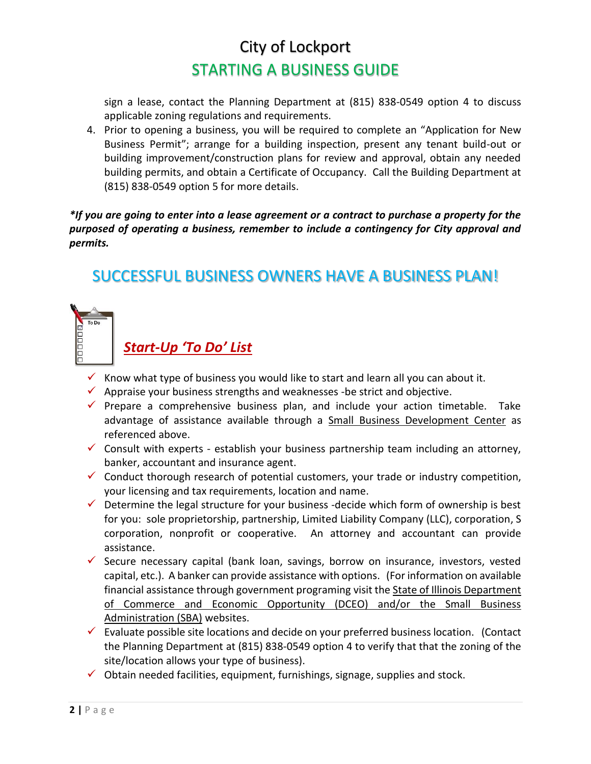sign a lease, contact the Planning Department at (815) 838-0549 option 4 to discuss applicable zoning regulations and requirements.

4. Prior to opening a business, you will be required to complete an "Application for New Business Permit"; arrange for a building inspection, present any tenant build-out or building improvement/construction plans for review and approval, obtain any needed building permits, and obtain a Certificate of Occupancy. Call the Building Department at (815) 838-0549 option 5 for more details.

***If you are going to enter into a lease agreement or a contract to purchase a property for the purposed of operating a business, remember to include a contingency for City approval and permits.***

## SUCCESSFUL BUSINESS OWNERS HAVE A BUSINESS PLAN!

### *Start-Up 'To Do' List*

- ✓ Know what type of business you would like to start and learn all you can about it.
- ✓ Appraise your business strengths and weaknesses -be strict and objective.
- ✓ Prepare a comprehensive business plan, and include your action timetable. Take advantage of assistance available through a Small Business Development Center as referenced above.
- ✓ Consult with experts - establish your business partnership team including an attorney, banker, accountant and insurance agent.
- ✓ Conduct thorough research of potential customers, your trade or industry competition, your licensing and tax requirements, location and name.
- ✓ Determine the legal structure for your business -decide which form of ownership is best for you: sole proprietorship, partnership, Limited Liability Company (LLC), corporation, S corporation, nonprofit or cooperative. An attorney and accountant can provide assistance.
- ✓ Secure necessary capital (bank loan, savings, borrow on insurance, investors, vested capital, etc.). A banker can provide assistance with options. (For information on available financial assistance through government programing visit the State of Illinois Department of Commerce and Economic Opportunity (DCEO) and/or the Small Business Administration (SBA) websites.
- ✓ Evaluate possible site locations and decide on your preferred business location. (Contact the Planning Department at (815) 838-0549 option 4 to verify that that the zoning of the site/location allows your type of business).
- ✓ Obtain needed facilities, equipment, furnishings, signage, supplies and stock.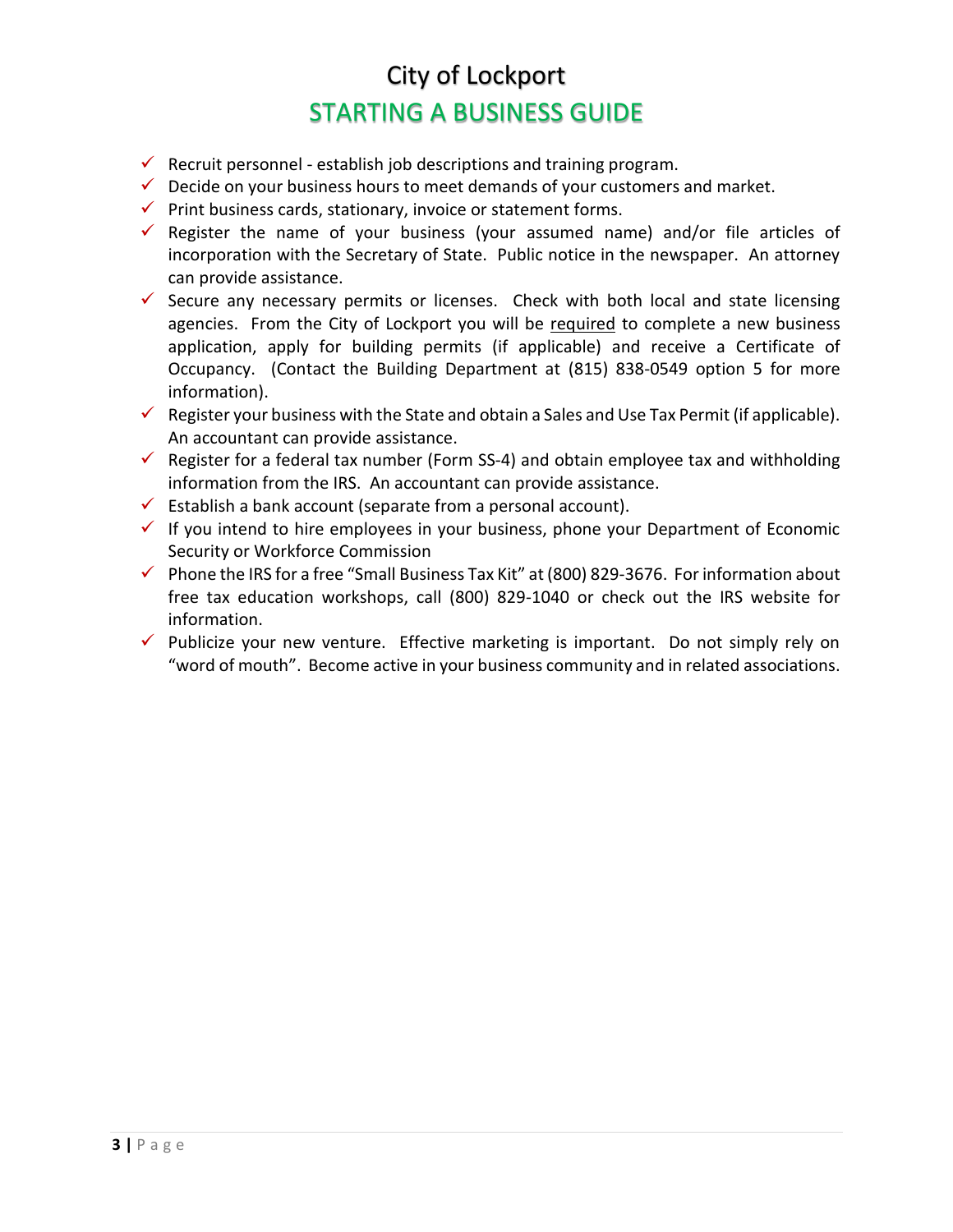# City of Lockport

## STARTING A BUSINESS GUIDE

- Recruit personnel - establish job descriptions and training program.
- Decide on your business hours to meet demands of your customers and market.
- Print business cards, stationary, invoice or statement forms.
- Register the name of your business (your assumed name) and/or file articles of incorporation with the Secretary of State. Public notice in the newspaper. An attorney can provide assistance.
- Secure any necessary permits or licenses. Check with both local and state licensing agencies. From the City of Lockport you will be required to complete a new business application, apply for building permits (if applicable) and receive a Certificate of Occupancy. (Contact the Building Department at (815) 838-0549 option 5 for more information).
- Register your business with the State and obtain a Sales and Use Tax Permit (if applicable). An accountant can provide assistance.
- Register for a federal tax number (Form SS-4) and obtain employee tax and withholding information from the IRS. An accountant can provide assistance.
- Establish a bank account (separate from a personal account).
- If you intend to hire employees in your business, phone your Department of Economic Security or Workforce Commission
- Phone the IRS for a free "Small Business Tax Kit" at (800) 829-3676. For information about free tax education workshops, call (800) 829-1040 or check out the IRS website for information.
- Publicize your new venture. Effective marketing is important. Do not simply rely on "word of mouth". Become active in your business community and in related associations.